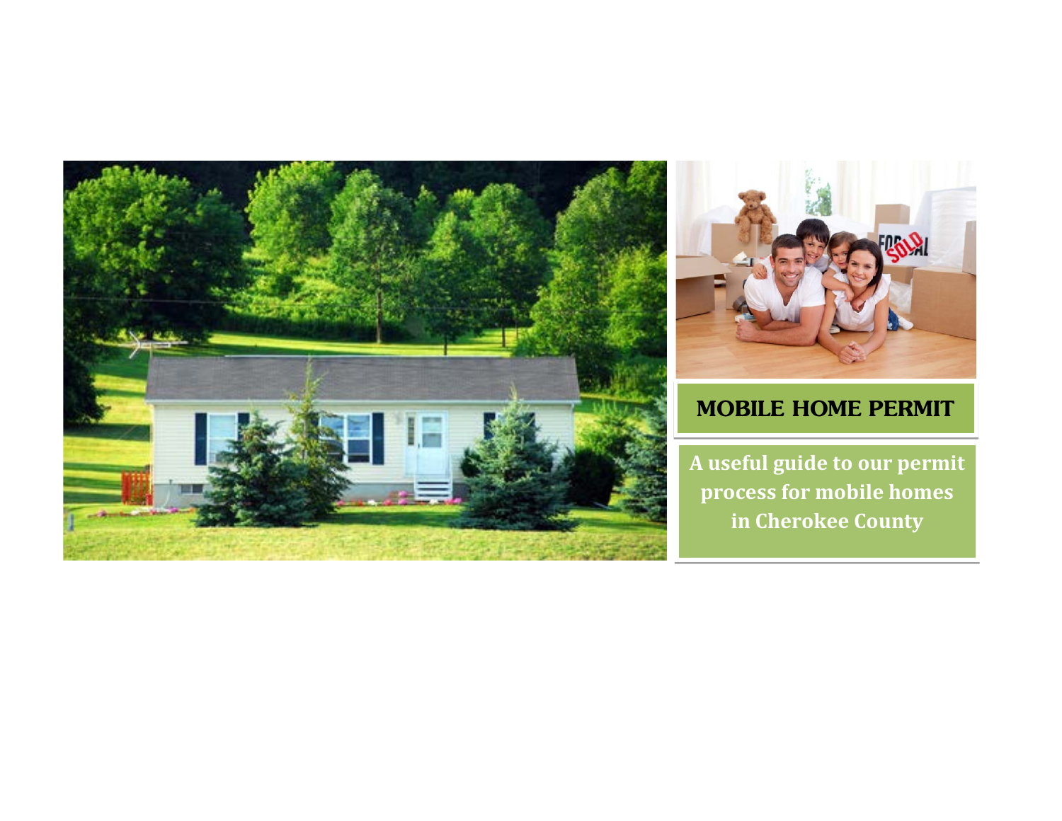# MOBILE HOME PERMIT

**A useful guide to our permit process for mobile homes in Cherokee County**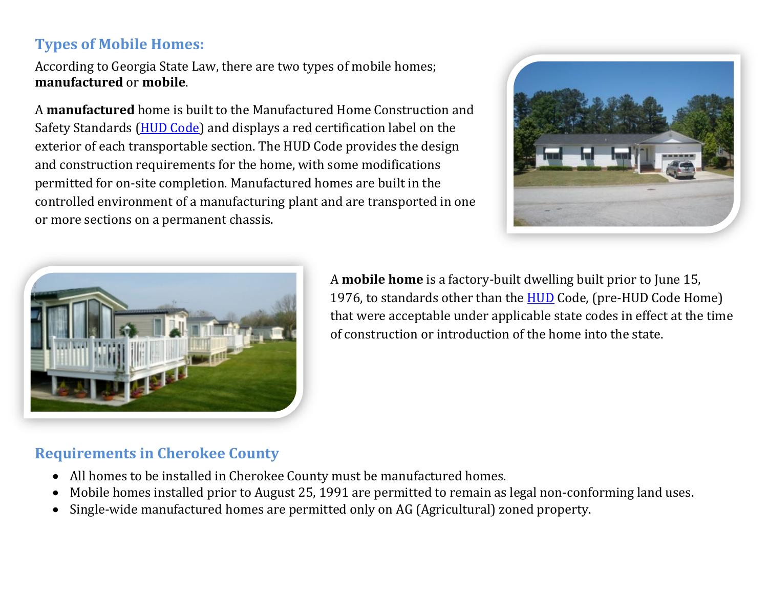## Types of Mobile Homes:

According to Georgia State Law, there are two types of mobile homes; **manufactured** or **mobile**.

A **manufactured** home is built to the Manufactured Home Construction and Safety Standards (HUD Code) and displays a red certification label on the exterior of each transportable section. The HUD Code provides the design and construction requirements for the home, with some modifications permitted for on-site completion. Manufactured homes are built in the controlled environment of a manufacturing plant and are transported in one or more sections on a permanent chassis.

A **mobile home** is a factory-built dwelling built prior to June 15, 1976, to standards other than the HUD Code, (pre-HUD Code Home) that were acceptable under applicable state codes in effect at the time of construction or introduction of the home into the state.

## Requirements in Cherokee County

- All homes to be installed in Cherokee County must be manufactured homes.
- Mobile homes installed prior to August 25, 1991 are permitted to remain as legal non-conforming land uses.
- Single-wide manufactured homes are permitted only on AG (Agricultural) zoned property.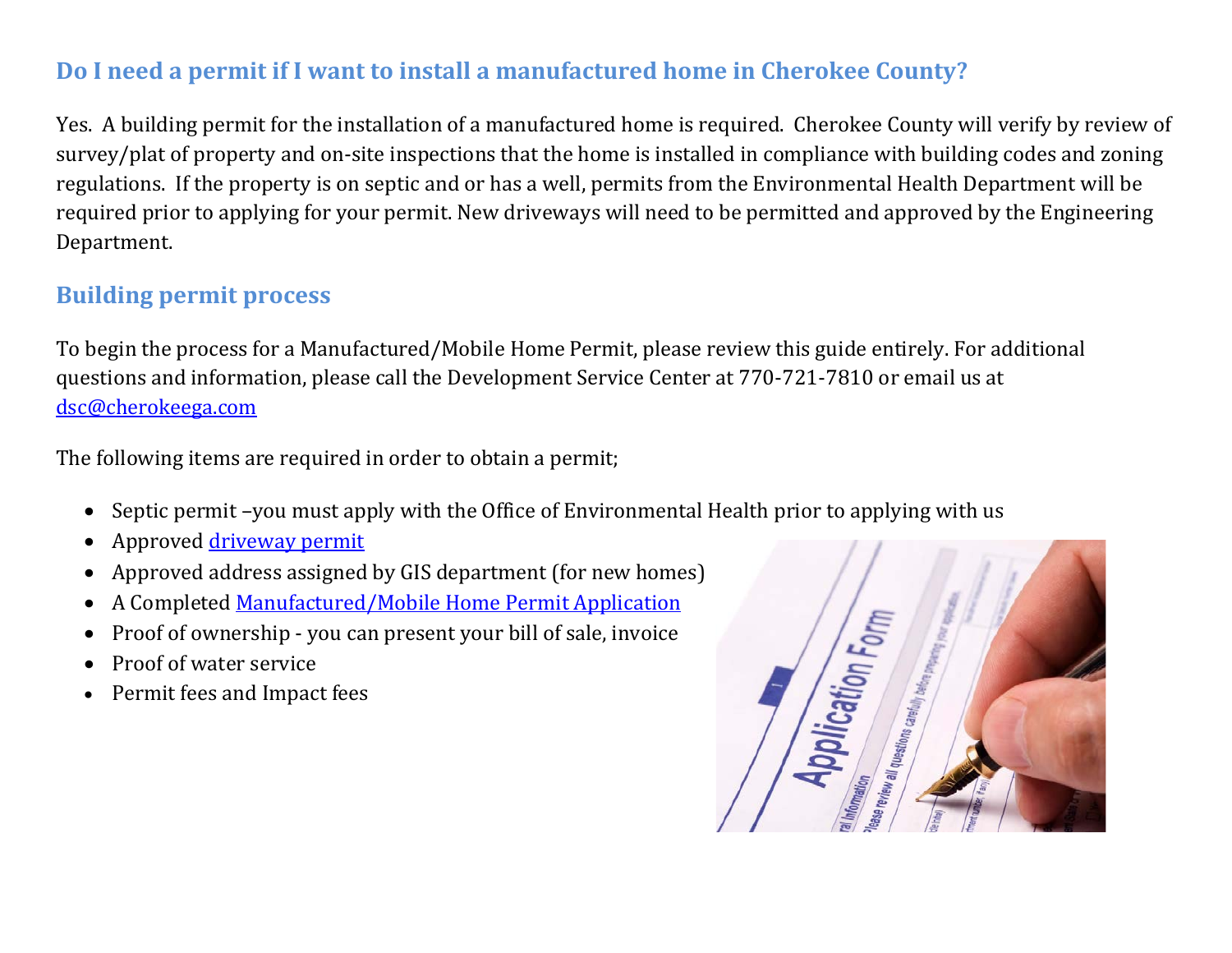## Do I need a permit if I want to install a manufactured home in Cherokee County?

Yes. A building permit for the installation of a manufactured home is required. Cherokee County will verify by review of survey/plat of property and on-site inspections that the home is installed in compliance with building codes and zoning regulations. If the property is on septic and or has a well, permits from the Environmental Health Department will be required prior to applying for your permit. New driveways will need to be permitted and approved by the Engineering Department.

## Building permit process

To begin the process for a Manufactured/Mobile Home Permit, please review this guide entirely. For additional questions and information, please call the Development Service Center at 770-721-7810 or email us at dsc@cherokeega.com

The following items are required in order to obtain a permit;

- Septic permit –you must apply with the Office of Environmental Health prior to applying with us
- Approved driveway permit
- Approved address assigned by GIS department (for new homes)
- A Completed Manufactured/Mobile Home Permit Application
- Proof of ownership - you can present your bill of sale, invoice
- Proof of water service
- Permit fees and Impact fees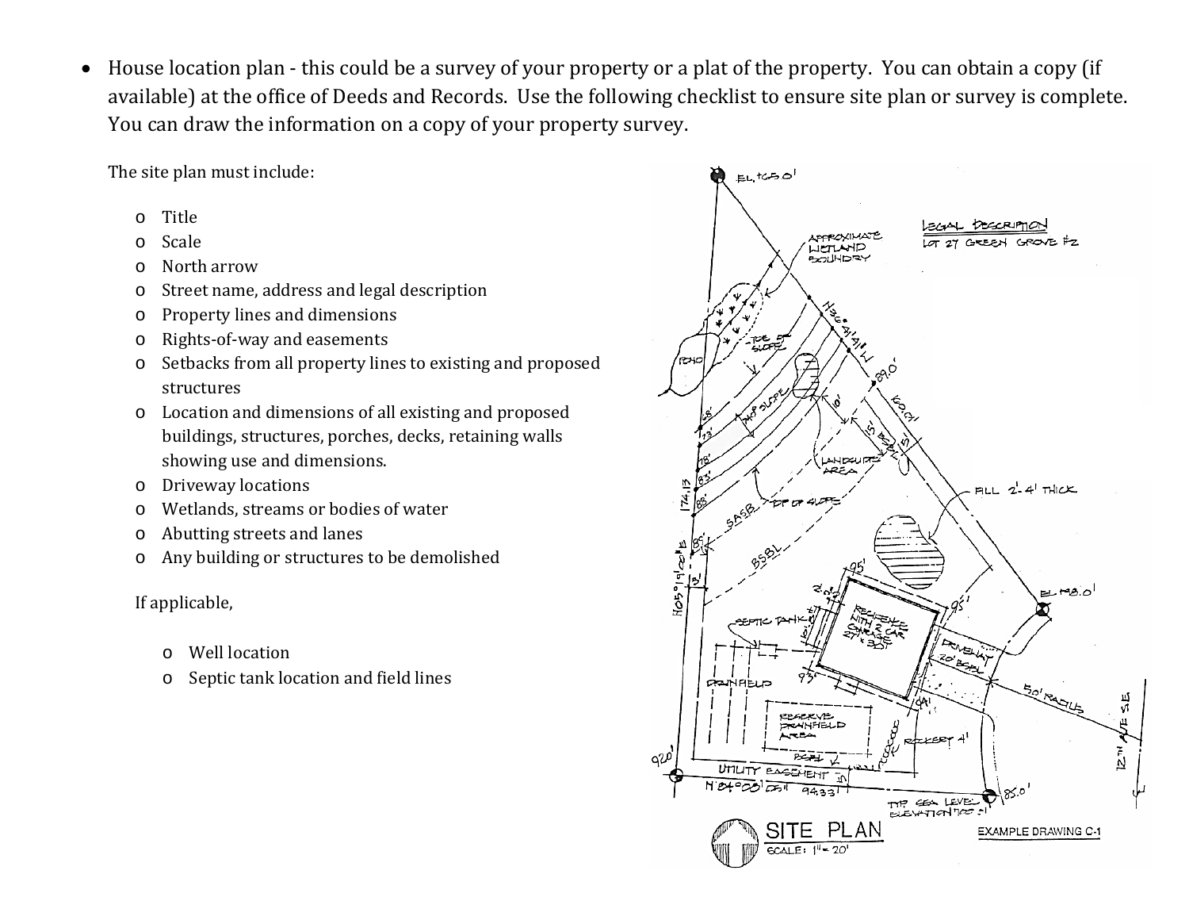- House location plan - this could be a survey of your property or a plat of the property. You can obtain a copy (if available) at the office of Deeds and Records. Use the following checklist to ensure site plan or survey is complete. You can draw the information on a copy of your property survey.

The site plan must include:

- Title
- Scale
- North arrow
- Street name, address and legal description
- Property lines and dimensions
- Rights-of-way and easements
- Setbacks from all property lines to existing and proposed structures
- Location and dimensions of all existing and proposed buildings, structures, porches, decks, retaining walls showing use and dimensions.
- Driveway locations
- Wetlands, streams or bodies of water
- Abutting streets and lanes
- Any building or structures to be demolished

If applicable,

- Well location
- Septic tank location and field lines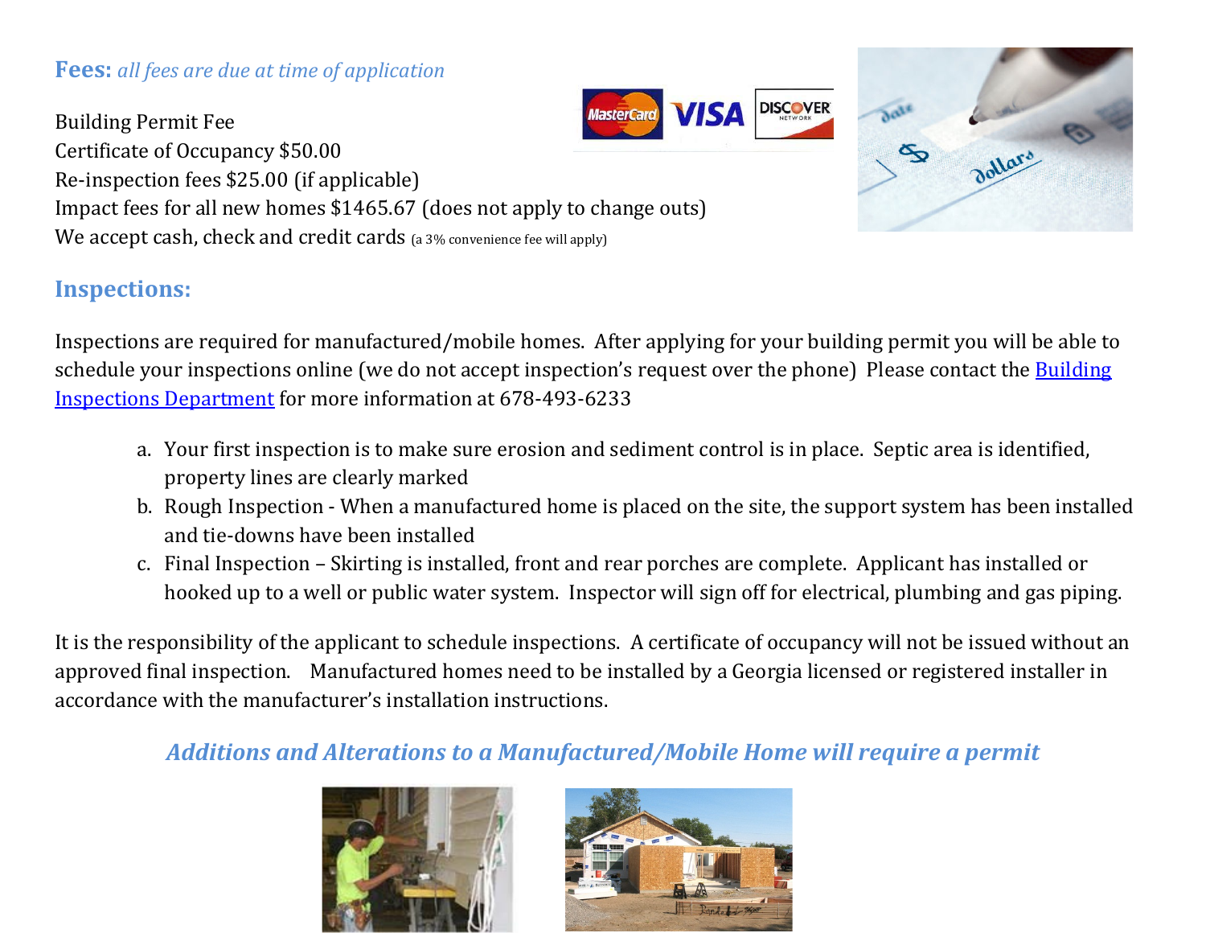**Fees:** *all fees are due at time of application*

Building Permit Fee
Certificate of Occupancy $50.00
Re-inspection fees $25.00 (if applicable)
Impact fees for all new homes $1465.67 (does not apply to change outs)
We accept cash, check and credit cards (a 3% convenience fee will apply)

## Inspections:

Inspections are required for manufactured/mobile homes. After applying for your building permit you will be able to schedule your inspections online (we do not accept inspection's request over the phone) Please contact the Building Inspections Department for more information at 678-493-6233

a. Your first inspection is to make sure erosion and sediment control is in place. Septic area is identified, property lines are clearly marked
b. Rough Inspection - When a manufactured home is placed on the site, the support system has been installed and tie-downs have been installed
c. Final Inspection – Skirting is installed, front and rear porches are complete. Applicant has installed or hooked up to a well or public water system. Inspector will sign off for electrical, plumbing and gas piping.

It is the responsibility of the applicant to schedule inspections. A certificate of occupancy will not be issued without an approved final inspection. Manufactured homes need to be installed by a Georgia licensed or registered installer in accordance with the manufacturer's installation instructions.

### *Additions and Alterations to a Manufactured/Mobile Home will require a permit*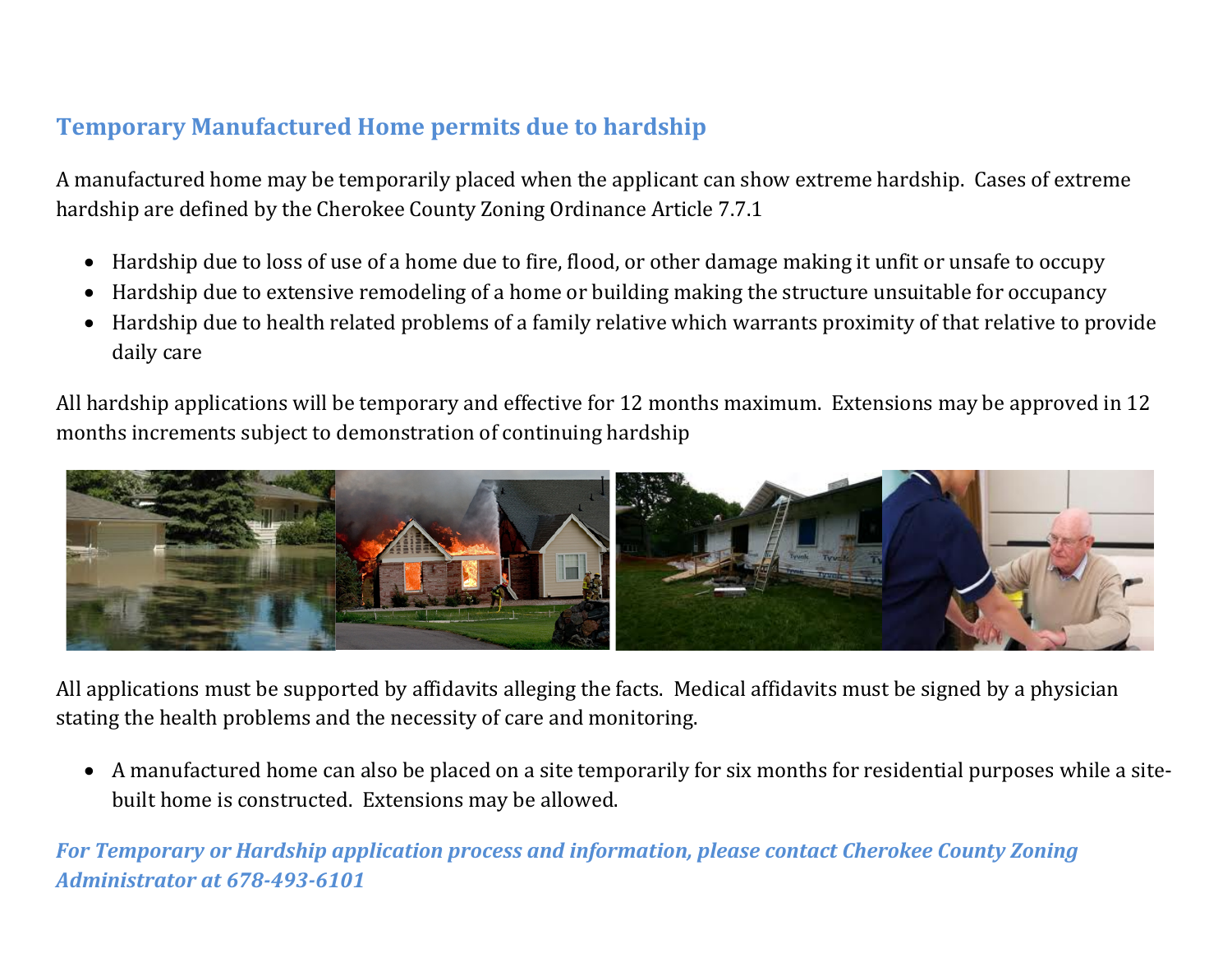## Temporary Manufactured Home permits due to hardship

A manufactured home may be temporarily placed when the applicant can show extreme hardship. Cases of extreme hardship are defined by the Cherokee County Zoning Ordinance Article 7.7.1

- Hardship due to loss of use of a home due to fire, flood, or other damage making it unfit or unsafe to occupy
- Hardship due to extensive remodeling of a home or building making the structure unsuitable for occupancy
- Hardship due to health related problems of a family relative which warrants proximity of that relative to provide daily care

All hardship applications will be temporary and effective for 12 months maximum. Extensions may be approved in 12 months increments subject to demonstration of continuing hardship

All applications must be supported by affidavits alleging the facts. Medical affidavits must be signed by a physician stating the health problems and the necessity of care and monitoring.

- A manufactured home can also be placed on a site temporarily for six months for residential purposes while a site-built home is constructed. Extensions may be allowed.

***For Temporary or Hardship application process and information, please contact Cherokee County Zoning Administrator at 678-493-6101***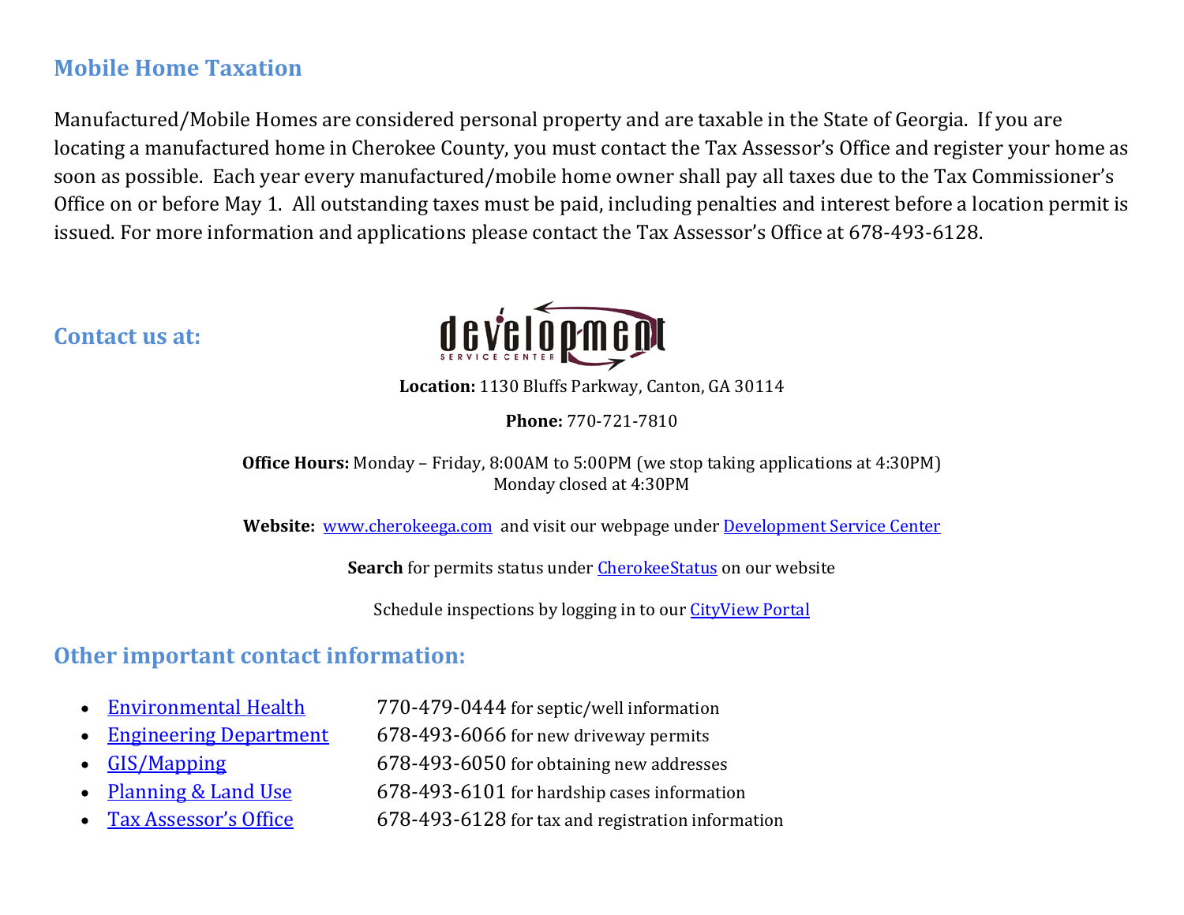## Mobile Home Taxation

Manufactured/Mobile Homes are considered personal property and are taxable in the State of Georgia. If you are locating a manufactured home in Cherokee County, you must contact the Tax Assessor's Office and register your home as soon as possible. Each year every manufactured/mobile home owner shall pay all taxes due to the Tax Commissioner's Office on or before May 1. All outstanding taxes must be paid, including penalties and interest before a location permit is issued. For more information and applications please contact the Tax Assessor's Office at 678-493-6128.

## Contact us at:

development SERVICE CENTER

**Location:** 1130 Bluffs Parkway, Canton, GA 30114

**Phone:** 770-721-7810

**Office Hours:** Monday – Friday, 8:00AM to 5:00PM (we stop taking applications at 4:30PM)
Monday closed at 4:30PM

**Website:** www.cherokeega.com and visit our webpage under Development Service Center

**Search** for permits status under CherokeeStatus on our website

Schedule inspections by logging in to our CityView Portal

## Other important contact information:

- Environmental Health 770-479-0444 for septic/well information
- Engineering Department 678-493-6066 for new driveway permits
- GIS/Mapping 678-493-6050 for obtaining new addresses
- Planning & Land Use 678-493-6101 for hardship cases information
- Tax Assessor's Office 678-493-6128 for tax and registration information